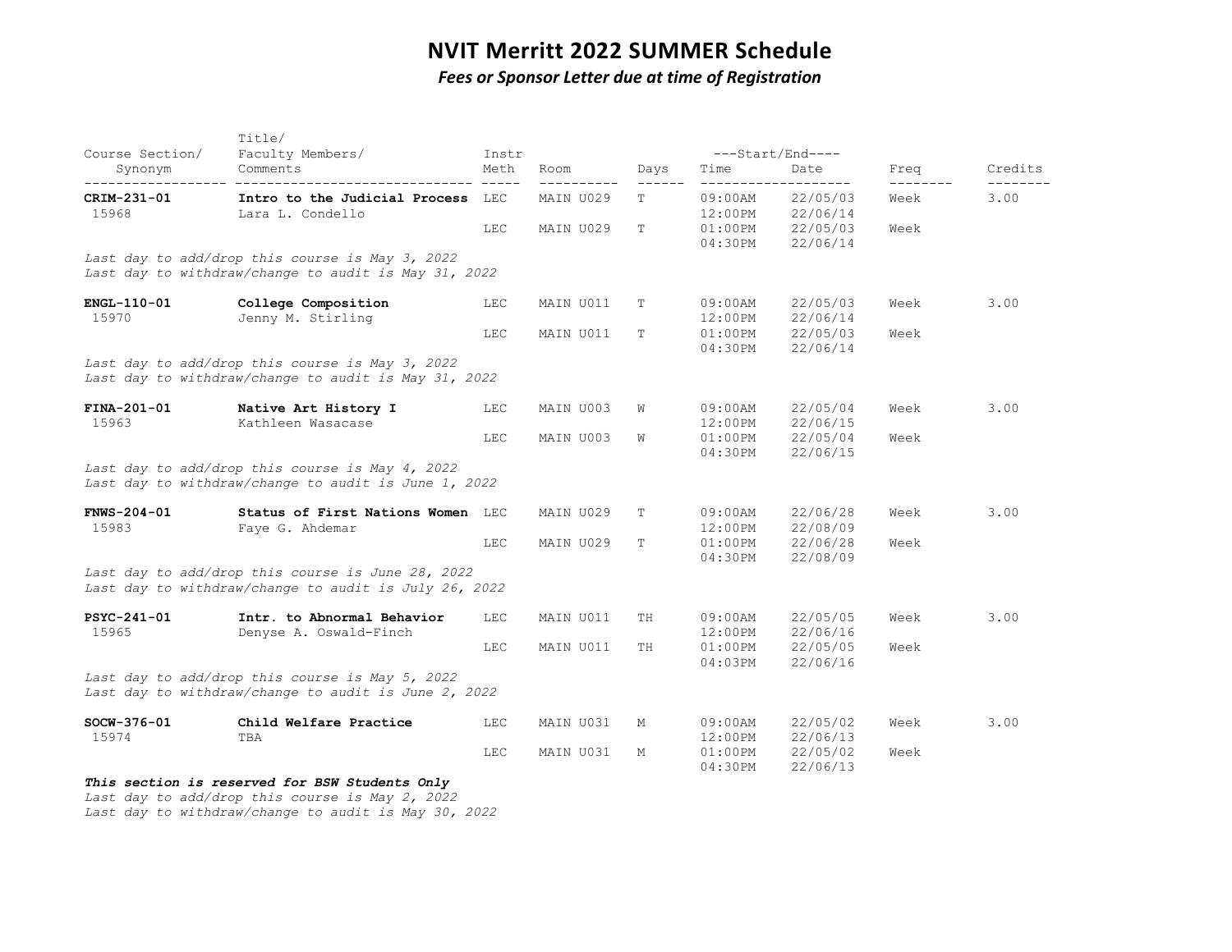# NVIT Merritt 2022 SUMMER Schedule

***Fees or Sponsor Letter due at time of Registration***

| Course Section/ Synonym | Title/ Faculty Members/ Comments | Instr Meth | Room | Days | Start/End Time | Start/End Date | Freq | Credits |
|---|---|---|---|---|---|---|---|---|
| **CRIM-231-01** 15968 | **Intro to the Judicial Process** Lara L. Condello | LEC | MAIN U029 | T | 09:00AM 12:00PM | 22/05/03 22/06/14 | Week | 3.00 |
| | | LEC | MAIN U029 | T | 01:00PM 04:30PM | 22/05/03 22/06/14 | Week | |

*Last day to add/drop this course is May 3, 2022*
*Last day to withdraw/change to audit is May 31, 2022*

| Course Section/ Synonym | Title/ Faculty Members/ Comments | Instr Meth | Room | Days | Start/End Time | Start/End Date | Freq | Credits |
|---|---|---|---|---|---|---|---|---|
| **ENGL-110-01** 15970 | **College Composition** Jenny M. Stirling | LEC | MAIN U011 | T | 09:00AM 12:00PM | 22/05/03 22/06/14 | Week | 3.00 |
| | | LEC | MAIN U011 | T | 01:00PM 04:30PM | 22/05/03 22/06/14 | Week | |

*Last day to add/drop this course is May 3, 2022*
*Last day to withdraw/change to audit is May 31, 2022*

| Course Section/ Synonym | Title/ Faculty Members/ Comments | Instr Meth | Room | Days | Start/End Time | Start/End Date | Freq | Credits |
|---|---|---|---|---|---|---|---|---|
| **FINA-201-01** 15963 | **Native Art History I** Kathleen Wasacase | LEC | MAIN U003 | W | 09:00AM 12:00PM | 22/05/04 22/06/15 | Week | 3.00 |
| | | LEC | MAIN U003 | W | 01:00PM 04:30PM | 22/05/04 22/06/15 | Week | |

*Last day to add/drop this course is May 4, 2022*
*Last day to withdraw/change to audit is June 1, 2022*

| Course Section/ Synonym | Title/ Faculty Members/ Comments | Instr Meth | Room | Days | Start/End Time | Start/End Date | Freq | Credits |
|---|---|---|---|---|---|---|---|---|
| **FNWS-204-01** 15983 | **Status of First Nations Women** Faye G. Ahdemar | LEC | MAIN U029 | T | 09:00AM 12:00PM | 22/06/28 22/08/09 | Week | 3.00 |
| | | LEC | MAIN U029 | T | 01:00PM 04:30PM | 22/06/28 22/08/09 | Week | |

*Last day to add/drop this course is June 28, 2022*
*Last day to withdraw/change to audit is July 26, 2022*

| Course Section/ Synonym | Title/ Faculty Members/ Comments | Instr Meth | Room | Days | Start/End Time | Start/End Date | Freq | Credits |
|---|---|---|---|---|---|---|---|---|
| **PSYC-241-01** 15965 | **Intr. to Abnormal Behavior** Denyse A. Oswald-Finch | LEC | MAIN U011 | TH | 09:00AM 12:00PM | 22/05/05 22/06/16 | Week | 3.00 |
| | | LEC | MAIN U011 | TH | 01:00PM 04:03PM | 22/05/05 22/06/16 | Week | |

*Last day to add/drop this course is May 5, 2022*
*Last day to withdraw/change to audit is June 2, 2022*

| Course Section/ Synonym | Title/ Faculty Members/ Comments | Instr Meth | Room | Days | Start/End Time | Start/End Date | Freq | Credits |
|---|---|---|---|---|---|---|---|---|
| **SOCW-376-01** 15974 | **Child Welfare Practice** TBA | LEC | MAIN U031 | M | 09:00AM 12:00PM | 22/05/02 22/06/13 | Week | 3.00 |
| | | LEC | MAIN U031 | M | 01:00PM 04:30PM | 22/05/02 22/06/13 | Week | |

***This section is reserved for BSW Students Only***
*Last day to add/drop this course is May 2, 2022*
*Last day to withdraw/change to audit is May 30, 2022*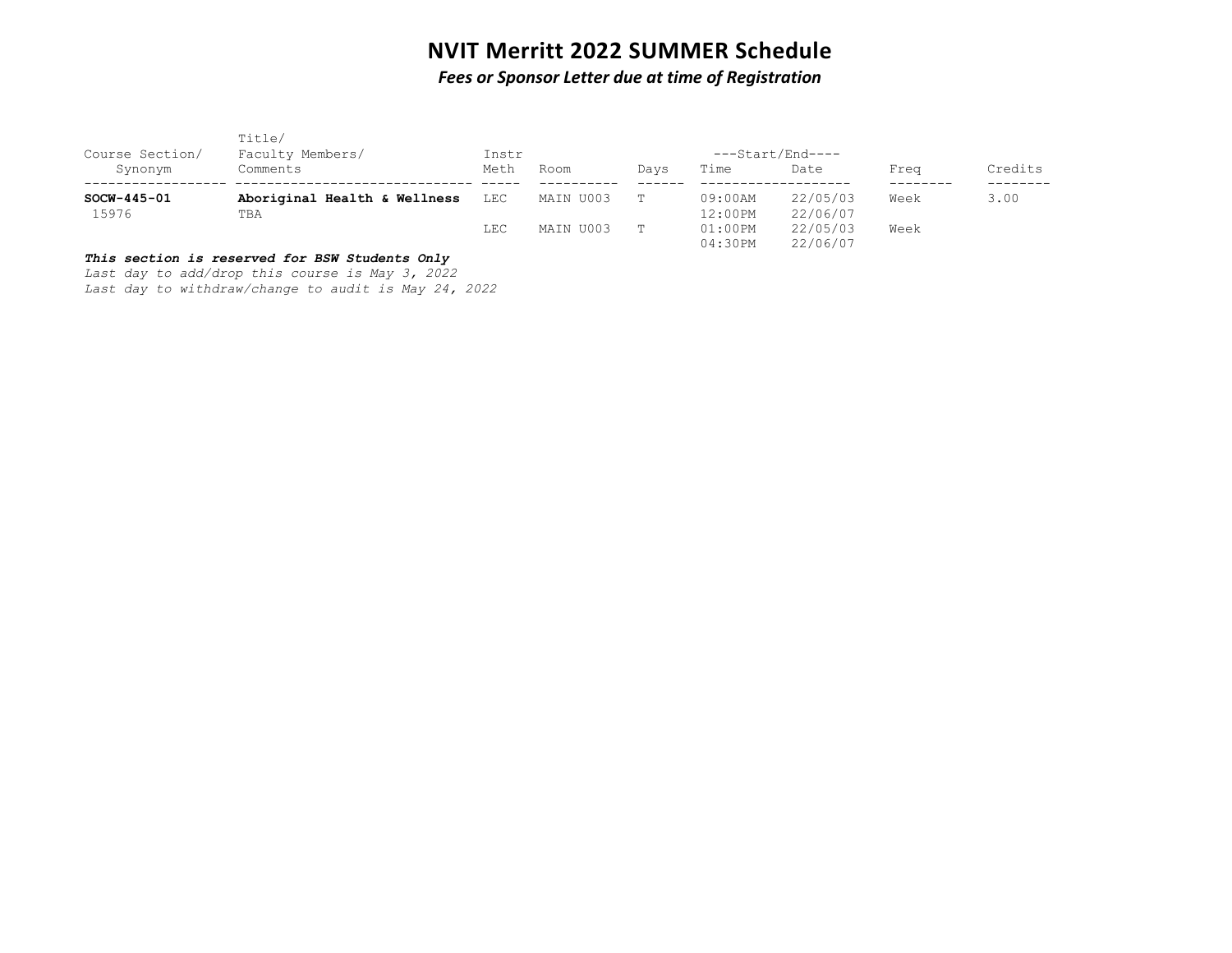# NVIT Merritt 2022 SUMMER Schedule

***Fees or Sponsor Letter due at time of Registration***

| Course Section/ Synonym | Title/ Faculty Members/ Comments | Instr Meth | Room | Days | Start/End Time | Start/End Date | Freq | Credits |
|---|---|---|---|---|---|---|---|---|
| **SOCW-445-01** 15976 | **Aboriginal Health & Wellness** TBA | LEC | MAIN U003 | T | 09:00AM 12:00PM | 22/05/03 22/06/07 | Week | 3.00 |
| | | LEC | MAIN U003 | T | 01:00PM 04:30PM | 22/05/03 22/06/07 | Week | |

***This section is reserved for BSW Students Only***

*Last day to add/drop this course is May 3, 2022*

*Last day to withdraw/change to audit is May 24, 2022*